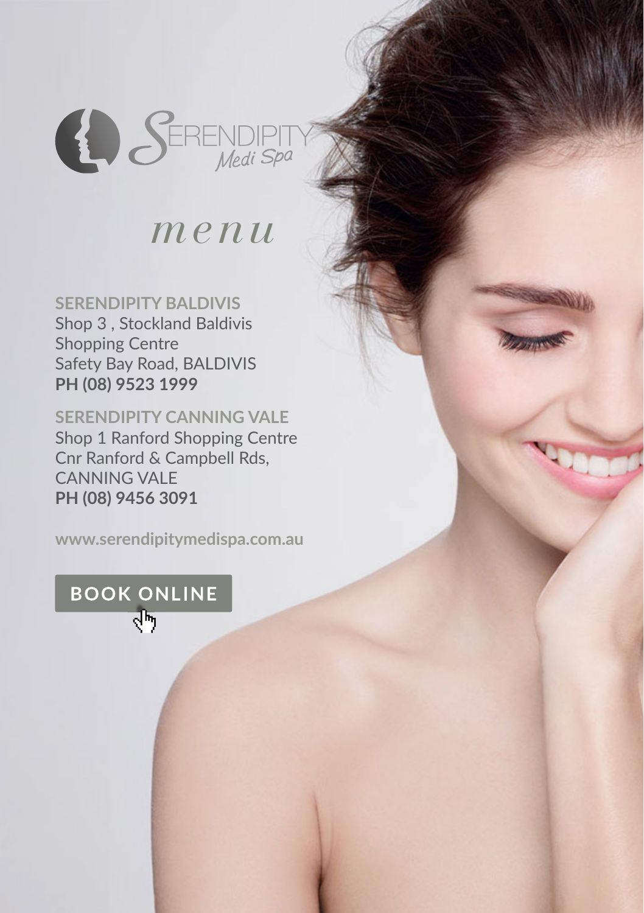# SERENDIPITY Medi Spa

## *menu*

**SERENDIPITY BALDIVIS**
Shop 3 , Stockland Baldivis
Shopping Centre
Safety Bay Road, BALDIVIS
**PH (08) 9523 1999**

**SERENDIPITY CANNING VALE**
Shop 1 Ranford Shopping Centre
Cnr Ranford & Campbell Rds,
CANNING VALE
**PH (08) 9456 3091**

**www.serendipitymedispa.com.au**

**BOOK ONLINE**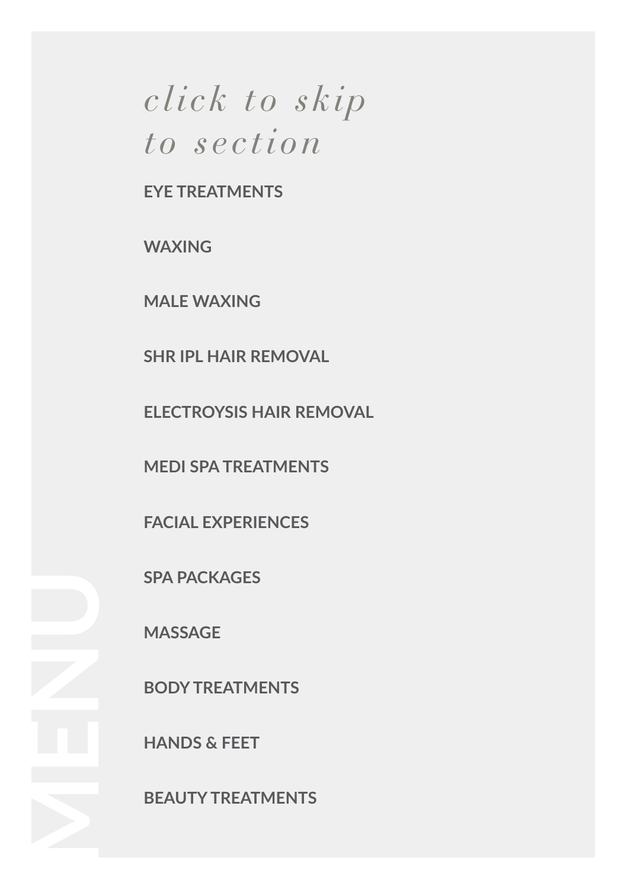# MENU

*click to skip to section*

- EYE TREATMENTS
- WAXING
- MALE WAXING
- SHR IPL HAIR REMOVAL
- ELECTROYSIS HAIR REMOVAL
- MEDI SPA TREATMENTS
- FACIAL EXPERIENCES
- SPA PACKAGES
- MASSAGE
- BODY TREATMENTS
- HANDS & FEET
- BEAUTY TREATMENTS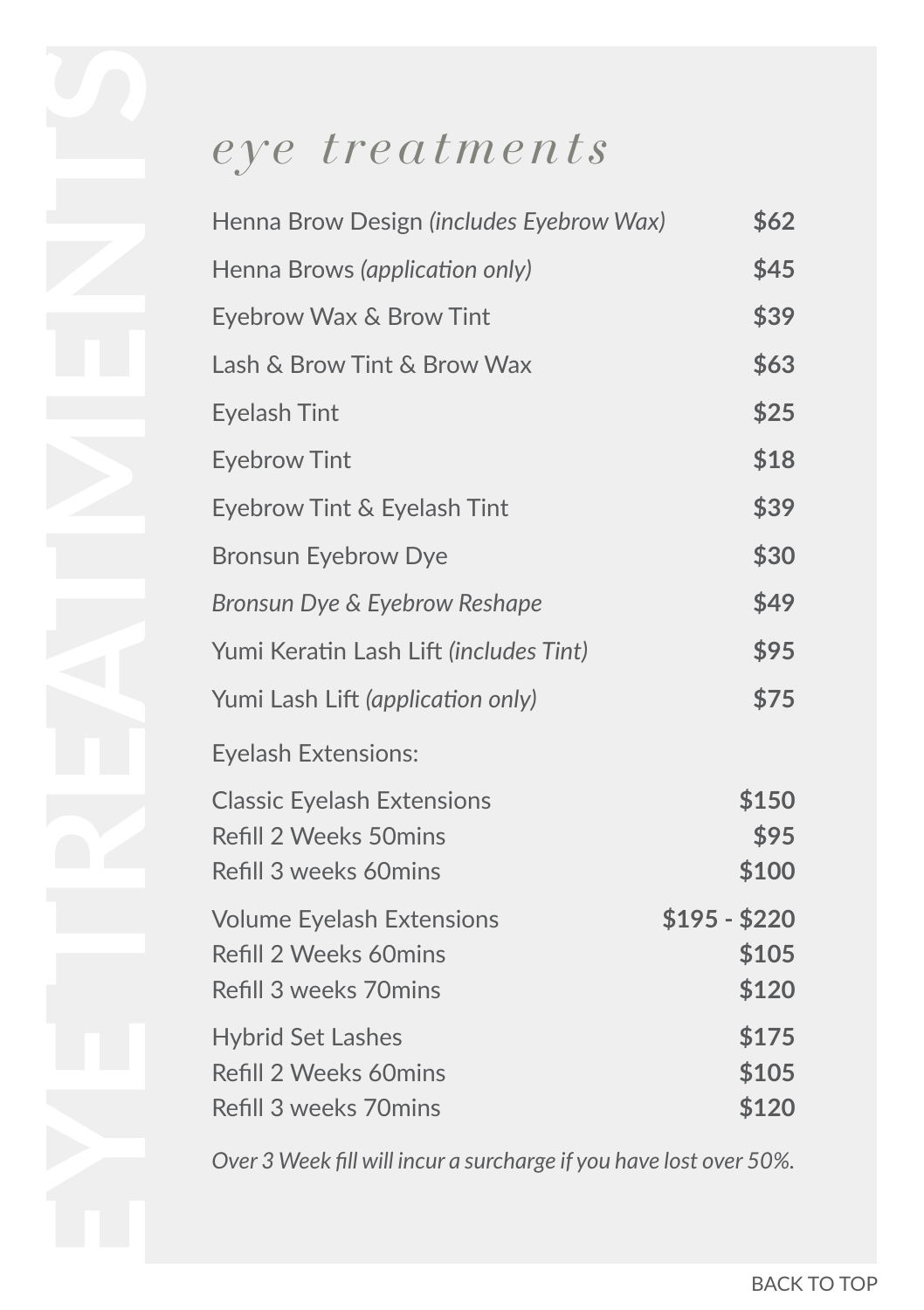# EYE TREATMENTS

## *eye treatments*

| Treatment | Price |
|---|---|
| Henna Brow Design *(includes Eyebrow Wax)* | **$62** |
| Henna Brows *(application only)* | **$45** |
| Eyebrow Wax & Brow Tint | **$39** |
| Lash & Brow Tint & Brow Wax | **$63** |
| Eyelash Tint | **$25** |
| Eyebrow Tint | **$18** |
| Eyebrow Tint & Eyelash Tint | **$39** |
| Bronsun Eyebrow Dye | **$30** |
| *Bronsun Dye & Eyebrow Reshape* | **$49** |
| Yumi Keratin Lash Lift *(includes Tint)* | **$95** |
| Yumi Lash Lift *(application only)* | **$75** |

Eyelash Extensions:

| Treatment | Price |
|---|---|
| Classic Eyelash Extensions | **$150** |
| Refill 2 Weeks 50mins | **$95** |
| Refill 3 weeks 60mins | **$100** |
| Volume Eyelash Extensions | **$195 - $220** |
| Refill 2 Weeks 60mins | **$105** |
| Refill 3 weeks 70mins | **$120** |
| Hybrid Set Lashes | **$175** |
| Refill 2 Weeks 60mins | **$105** |
| Refill 3 weeks 70mins | **$120** |

*Over 3 Week fill will incur a surcharge if you have lost over 50%.*

BACK TO TOP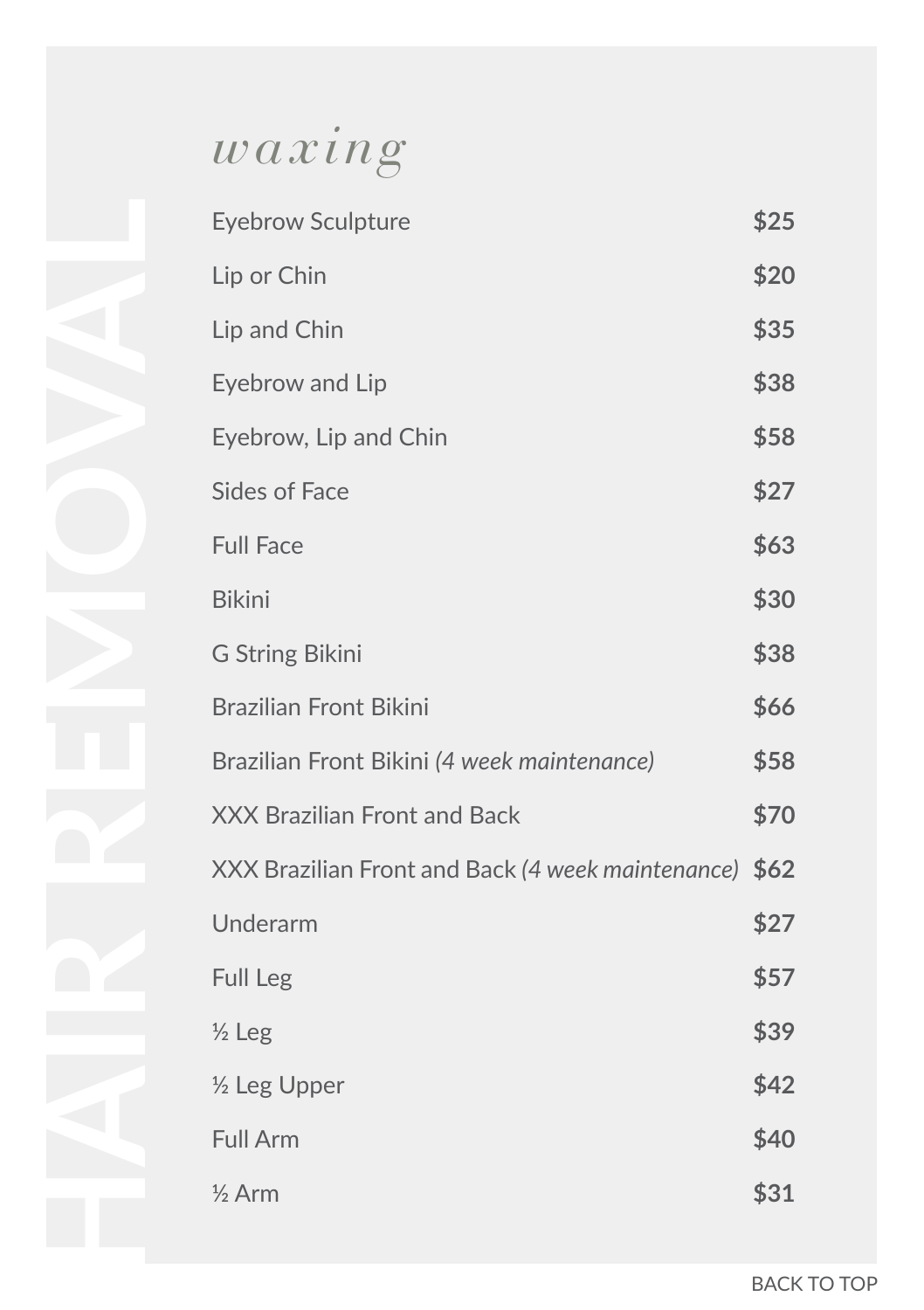# HAIR REMOVAL

## *waxing*

| Service | Price |
| --- | --- |
| Eyebrow Sculpture | **$25** |
| Lip or Chin | **$20** |
| Lip and Chin | **$35** |
| Eyebrow and Lip | **$38** |
| Eyebrow, Lip and Chin | **$58** |
| Sides of Face | **$27** |
| Full Face | **$63** |
| Bikini | **$30** |
| G String Bikini | **$38** |
| Brazilian Front Bikini | **$66** |
| Brazilian Front Bikini *(4 week maintenance)* | **$58** |
| XXX Brazilian Front and Back | **$70** |
| XXX Brazilian Front and Back *(4 week maintenance)* | **$62** |
| Underarm | **$27** |
| Full Leg | **$57** |
| ½ Leg | **$39** |
| ½ Leg Upper | **$42** |
| Full Arm | **$40** |
| ½ Arm | **$31** |

BACK TO TOP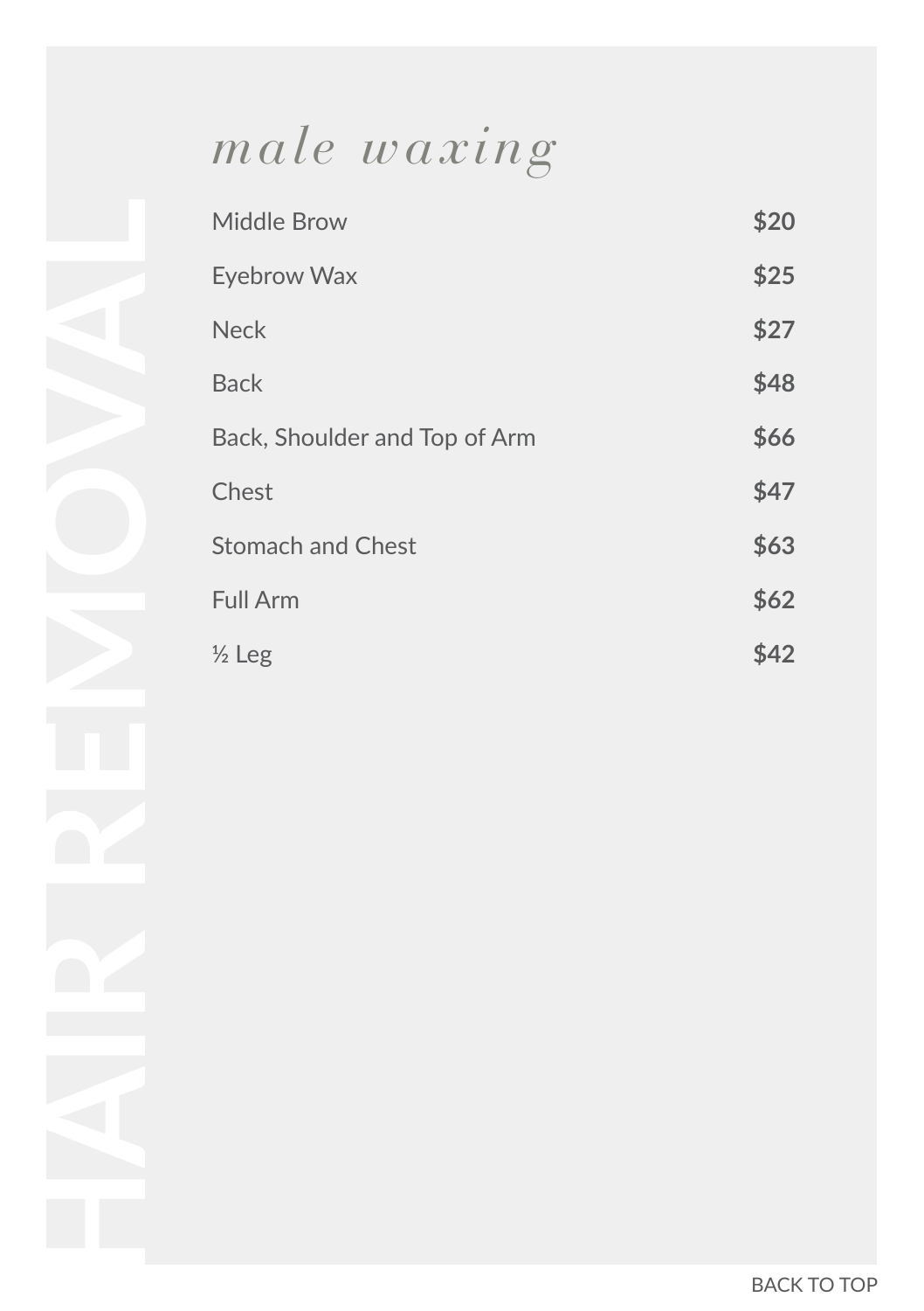# HAIR REMOVAL

## *male waxing*

| Service | Price |
| --- | --- |
| Middle Brow | **$20** |
| Eyebrow Wax | **$25** |
| Neck | **$27** |
| Back | **$48** |
| Back, Shoulder and Top of Arm | **$66** |
| Chest | **$47** |
| Stomach and Chest | **$63** |
| Full Arm | **$62** |
| ½ Leg | **$42** |

BACK TO TOP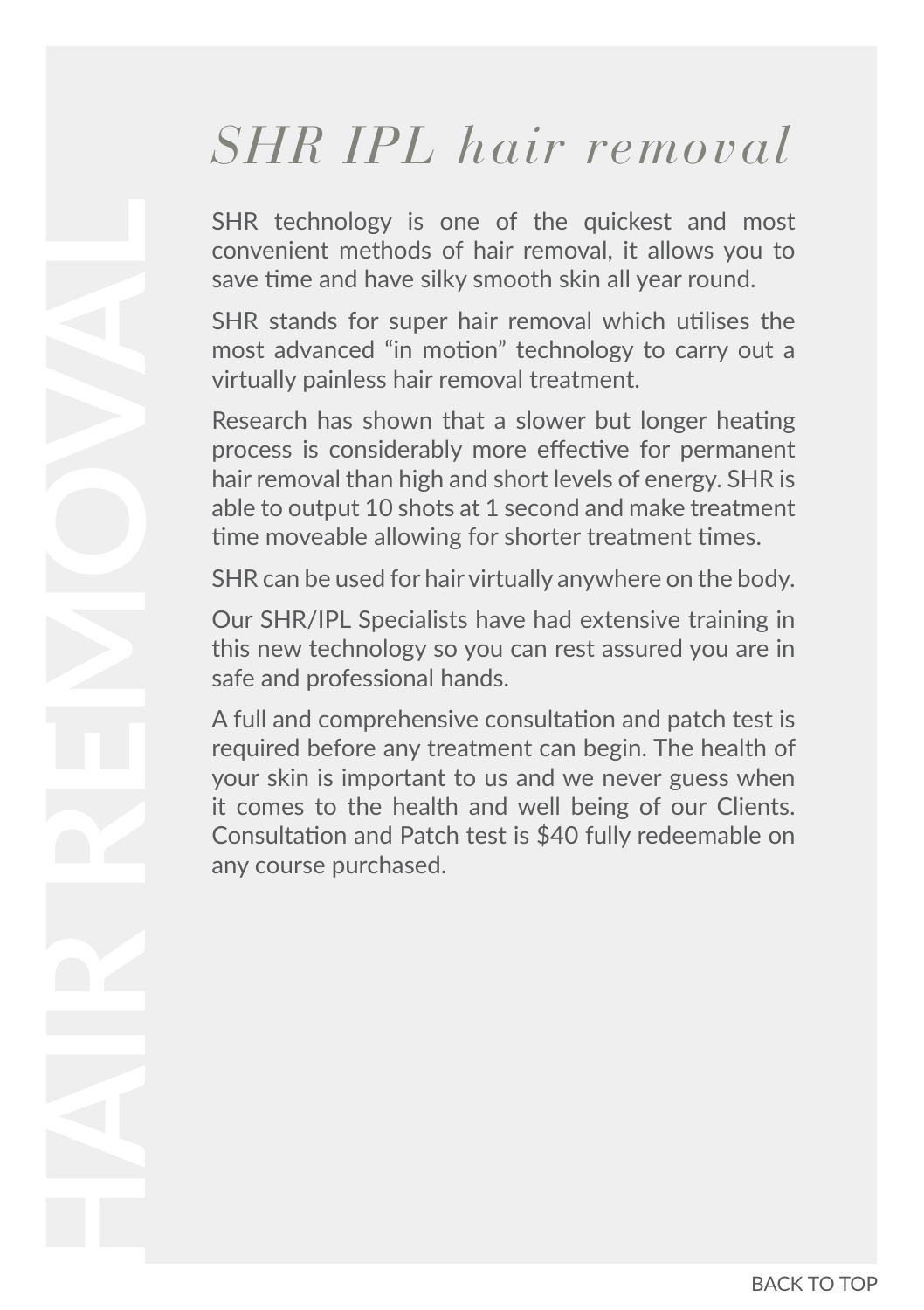HAIR REMOVAL

# *SHR IPL hair removal*

SHR technology is one of the quickest and most convenient methods of hair removal, it allows you to save time and have silky smooth skin all year round.

SHR stands for super hair removal which utilises the most advanced “in motion” technology to carry out a virtually painless hair removal treatment.

Research has shown that a slower but longer heating process is considerably more effective for permanent hair removal than high and short levels of energy. SHR is able to output 10 shots at 1 second and make treatment time moveable allowing for shorter treatment times.

SHR can be used for hair virtually anywhere on the body.

Our SHR/IPL Specialists have had extensive training in this new technology so you can rest assured you are in safe and professional hands.

A full and comprehensive consultation and patch test is required before any treatment can begin. The health of your skin is important to us and we never guess when it comes to the health and well being of our Clients. Consultation and Patch test is $40 fully redeemable on any course purchased.

BACK TO TOP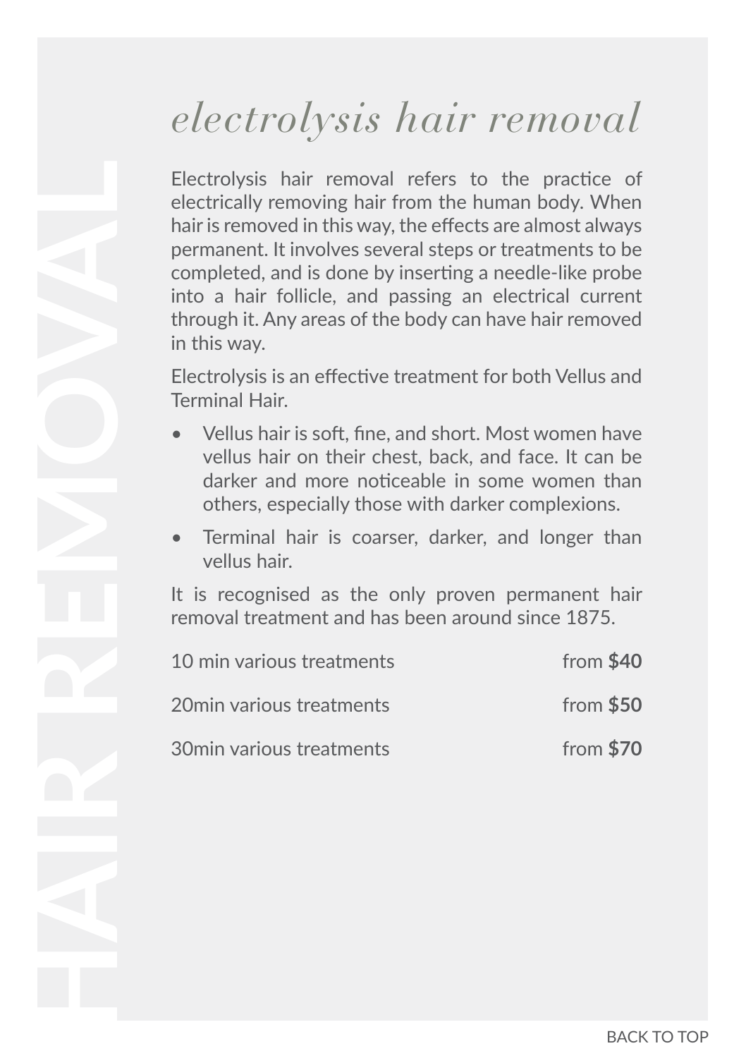HAIR REMOVAL

# *electrolysis hair removal*

Electrolysis hair removal refers to the practice of electrically removing hair from the human body. When hair is removed in this way, the effects are almost always permanent. It involves several steps or treatments to be completed, and is done by inserting a needle-like probe into a hair follicle, and passing an electrical current through it. Any areas of the body can have hair removed in this way.

Electrolysis is an effective treatment for both Vellus and Terminal Hair.

- Vellus hair is soft, fine, and short. Most women have vellus hair on their chest, back, and face. It can be darker and more noticeable in some women than others, especially those with darker complexions.
- Terminal hair is coarser, darker, and longer than vellus hair.

It is recognised as the only proven permanent hair removal treatment and has been around since 1875.

| | |
|---|---|
| 10 min various treatments | from **$40** |
| 20min various treatments | from **$50** |
| 30min various treatments | from **$70** |

BACK TO TOP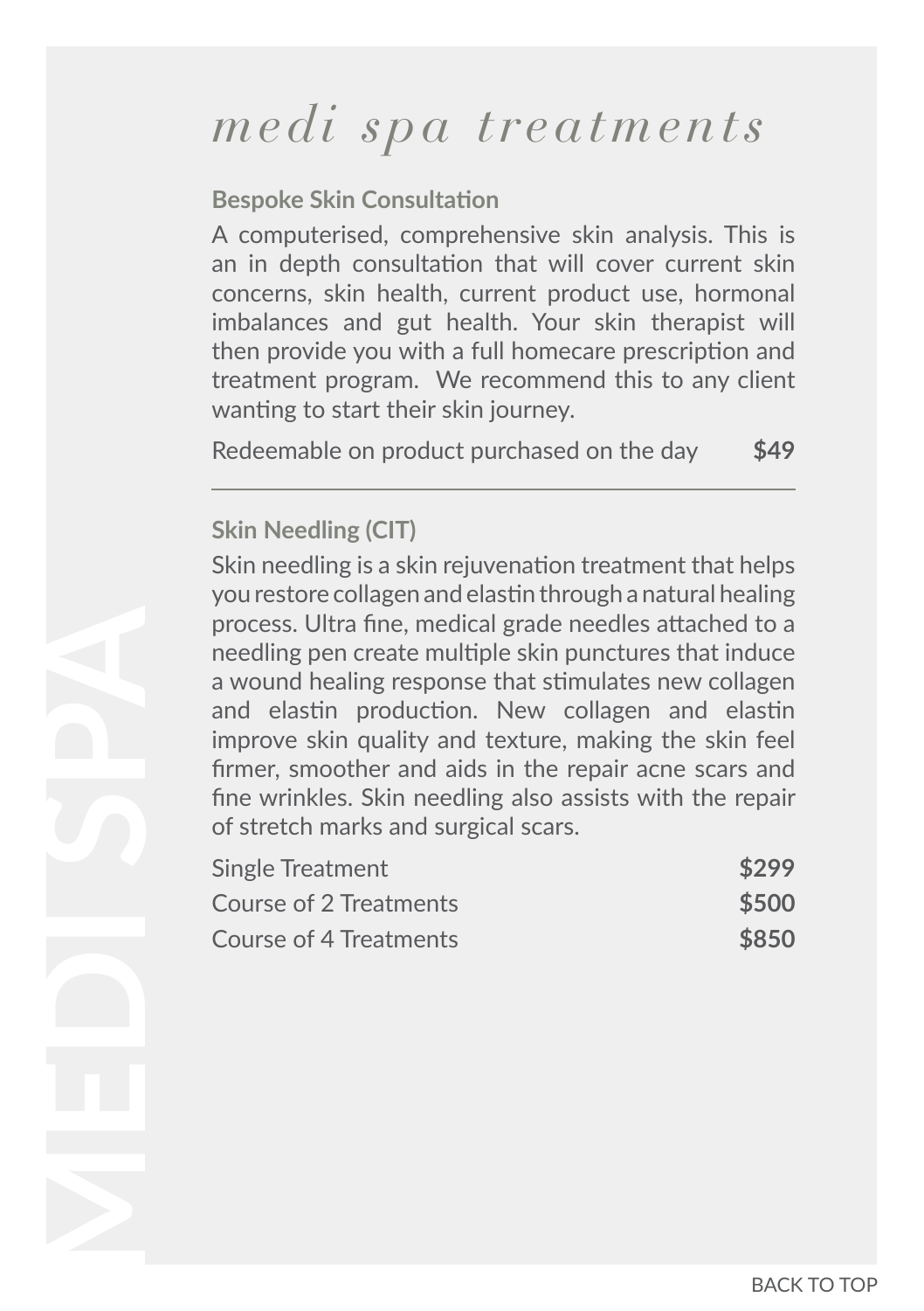# *medi spa treatments*

## Bespoke Skin Consultation

A computerised, comprehensive skin analysis. This is an in depth consultation that will cover current skin concerns, skin health, current product use, hormonal imbalances and gut health. Your skin therapist will then provide you with a full homecare prescription and treatment program. We recommend this to any client wanting to start their skin journey.

| | |
|---|---|
| Redeemable on product purchased on the day | **$49** |

---

## Skin Needling (CIT)

Skin needling is a skin rejuvenation treatment that helps you restore collagen and elastin through a natural healing process. Ultra fine, medical grade needles attached to a needling pen create multiple skin punctures that induce a wound healing response that stimulates new collagen and elastin production. New collagen and elastin improve skin quality and texture, making the skin feel firmer, smoother and aids in the repair acne scars and fine wrinkles. Skin needling also assists with the repair of stretch marks and surgical scars.

| | |
|---|---|
| Single Treatment | **$299** |
| Course of 2 Treatments | **$500** |
| Course of 4 Treatments | **$850** |

MEDI SPA

BACK TO TOP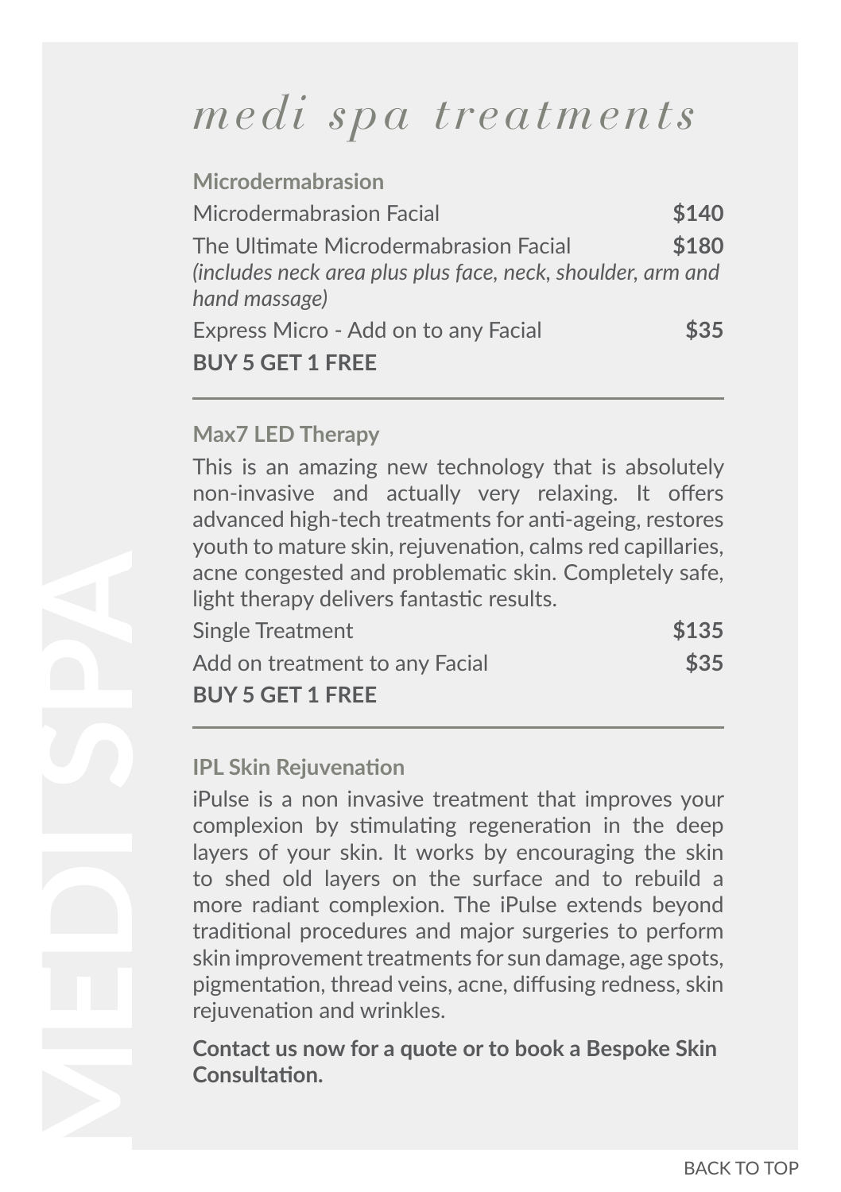# medi spa treatments

## Microdermabrasion

| | |
|---|---|
| Microdermabrasion Facial | **$140** |
| The Ultimate Microdermabrasion Facial | **$180** |

*(includes neck area plus plus face, neck, shoulder, arm and hand massage)*

| | |
|---|---|
| Express Micro - Add on to any Facial | **$35** |

**BUY 5 GET 1 FREE**

---

## Max7 LED Therapy

This is an amazing new technology that is absolutely non-invasive and actually very relaxing. It offers advanced high-tech treatments for anti-ageing, restores youth to mature skin, rejuvenation, calms red capillaries, acne congested and problematic skin. Completely safe, light therapy delivers fantastic results.

| | |
|---|---|
| Single Treatment | **$135** |
| Add on treatment to any Facial | **$35** |

**BUY 5 GET 1 FREE**

---

## IPL Skin Rejuvenation

iPulse is a non invasive treatment that improves your complexion by stimulating regeneration in the deep layers of your skin. It works by encouraging the skin to shed old layers on the surface and to rebuild a more radiant complexion. The iPulse extends beyond traditional procedures and major surgeries to perform skin improvement treatments for sun damage, age spots, pigmentation, thread veins, acne, diffusing redness, skin rejuvenation and wrinkles.

**Contact us now for a quote or to book a Bespoke Skin Consultation.**

MEDI SPA

BACK TO TOP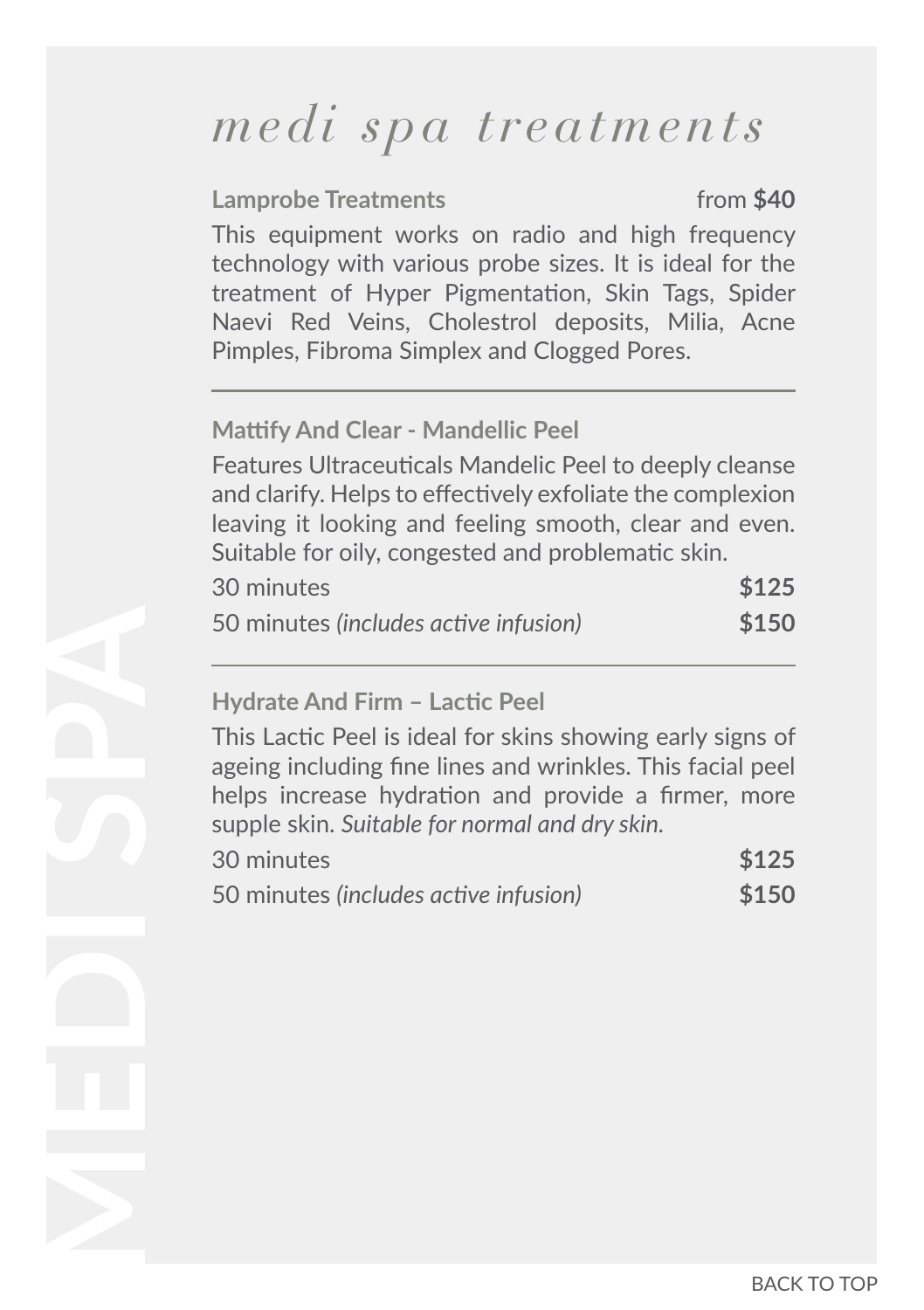# medi spa treatments

**Lamprobe Treatments** from **$40**

This equipment works on radio and high frequency technology with various probe sizes. It is ideal for the treatment of Hyper Pigmentation, Skin Tags, Spider Naevi Red Veins, Cholestrol deposits, Milia, Acne Pimples, Fibroma Simplex and Clogged Pores.

---

**Mattify And Clear - Mandellic Peel**

Features Ultraceuticals Mandelic Peel to deeply cleanse and clarify. Helps to effectively exfoliate the complexion leaving it looking and feeling smooth, clear and even. Suitable for oily, congested and problematic skin.

30 minutes **$125**

50 minutes *(includes active infusion)* **$150**

---

**Hydrate And Firm – Lactic Peel**

This Lactic Peel is ideal for skins showing early signs of ageing including fine lines and wrinkles. This facial peel helps increase hydration and provide a firmer, more supple skin. *Suitable for normal and dry skin.*

30 minutes **$125**

50 minutes *(includes active infusion)* **$150**

MEDI SPA

BACK TO TOP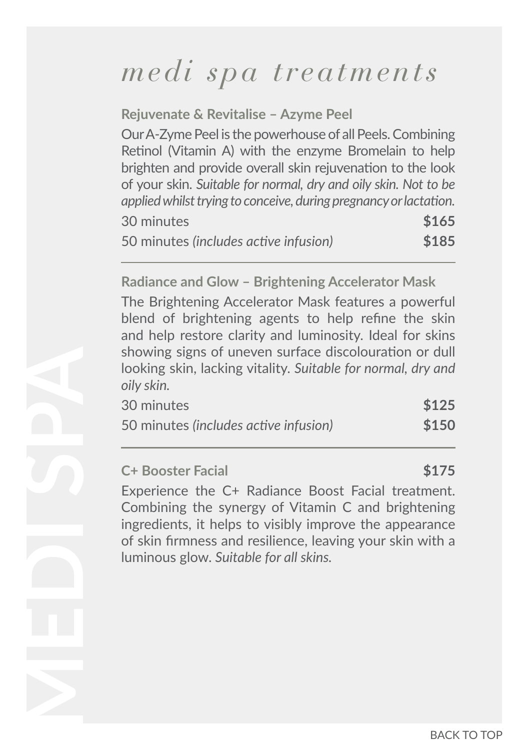# medi spa treatments

### Rejuvenate & Revitalise – Azyme Peel

Our A-Zyme Peel is the powerhouse of all Peels. Combining Retinol (Vitamin A) with the enzyme Bromelain to help brighten and provide overall skin rejuvenation to the look of your skin. *Suitable for normal, dry and oily skin. Not to be applied whilst trying to conceive, during pregnancy or lactation.*

30 minutes **$165**

50 minutes *(includes active infusion)* **$185**

---

### Radiance and Glow – Brightening Accelerator Mask

The Brightening Accelerator Mask features a powerful blend of brightening agents to help refine the skin and help restore clarity and luminosity. Ideal for skins showing signs of uneven surface discolouration or dull looking skin, lacking vitality. *Suitable for normal, dry and oily skin.*

30 minutes **$125**

50 minutes *(includes active infusion)* **$150**

---

### C+ Booster Facial **$175**

Experience the C+ Radiance Boost Facial treatment. Combining the synergy of Vitamin C and brightening ingredients, it helps to visibly improve the appearance of skin firmness and resilience, leaving your skin with a luminous glow. *Suitable for all skins.*

MEDI SPA

BACK TO TOP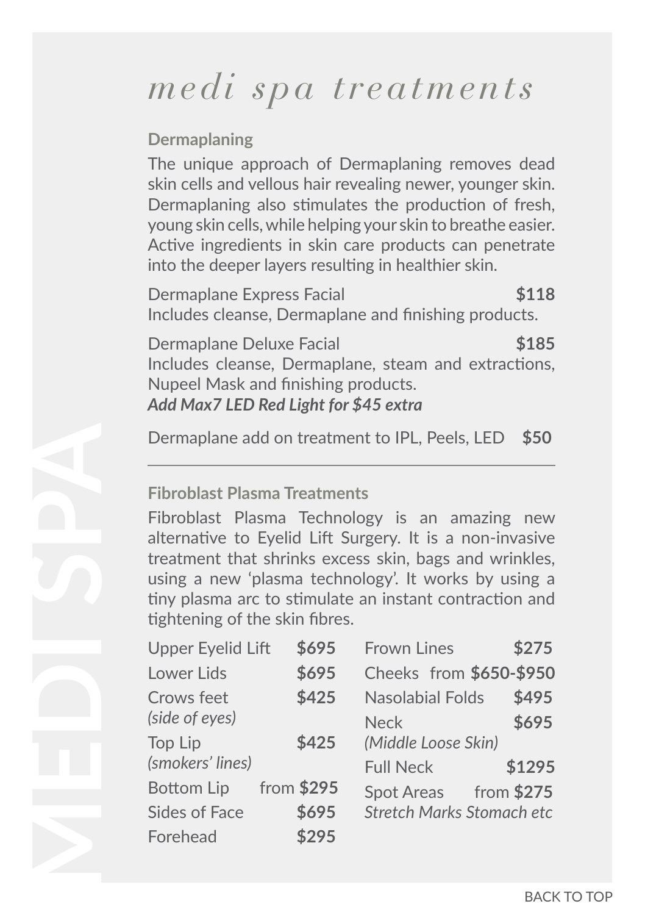# medi spa treatments

## Dermaplaning

The unique approach of Dermaplaning removes dead skin cells and vellous hair revealing newer, younger skin. Dermaplaning also stimulates the production of fresh, young skin cells, while helping your skin to breathe easier. Active ingredients in skin care products can penetrate into the deeper layers resulting in healthier skin.

Dermaplane Express Facial **$118**
Includes cleanse, Dermaplane and finishing products.

Dermaplane Deluxe Facial **$185**
Includes cleanse, Dermaplane, steam and extractions, Nupeel Mask and finishing products.
***Add Max7 LED Red Light for $45 extra***

Dermaplane add on treatment to IPL, Peels, LED **$50**

---

## Fibroblast Plasma Treatments

Fibroblast Plasma Technology is an amazing new alternative to Eyelid Lift Surgery. It is a non-invasive treatment that shrinks excess skin, bags and wrinkles, using a new 'plasma technology'. It works by using a tiny plasma arc to stimulate an instant contraction and tightening of the skin fibres.

| Treatment | Price |
|---|---|
| Upper Eyelid Lift | **$695** |
| Lower Lids | **$695** |
| Crows feet *(side of eyes)* | **$425** |
| Top Lip *(smokers' lines)* | **$425** |
| Bottom Lip | from **$295** |
| Sides of Face | **$695** |
| Forehead | **$295** |
| Frown Lines | **$275** |
| Cheeks | from **$650-$950** |
| Nasolabial Folds | **$495** |
| Neck *(Middle Loose Skin)* | **$695** |
| Full Neck | **$1295** |
| Spot Areas *Stretch Marks Stomach etc* | from **$275** |

MEDI SPA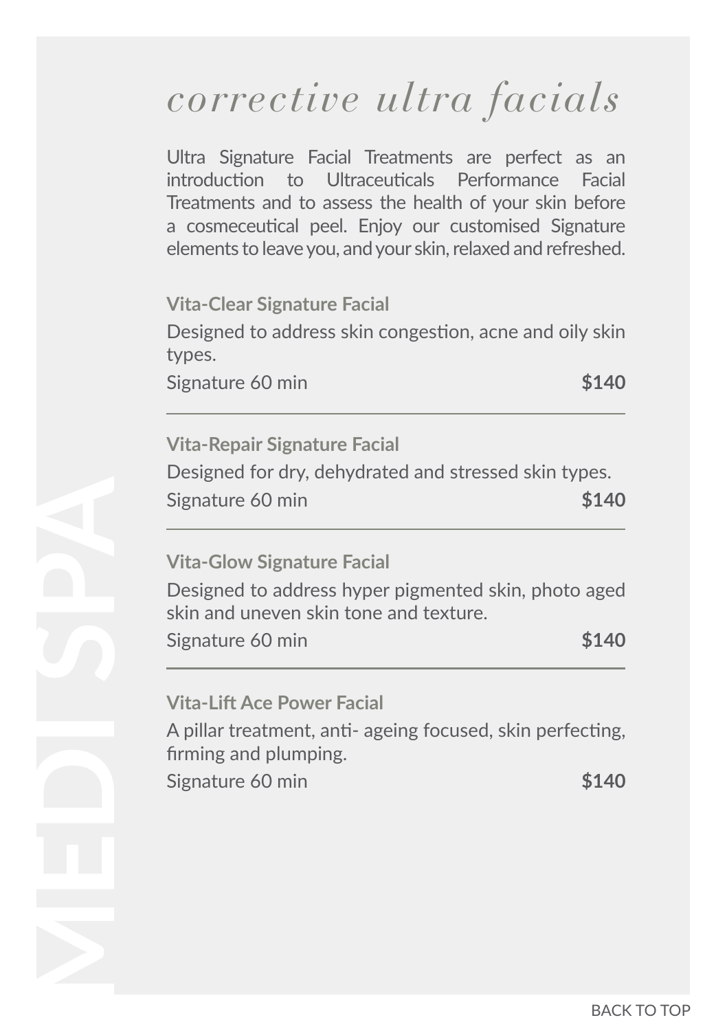MEDI SPA

# corrective ultra facials

Ultra Signature Facial Treatments are perfect as an introduction to Ultraceuticals Performance Facial Treatments and to assess the health of your skin before a cosmeceutical peel. Enjoy our customised Signature elements to leave you, and your skin, relaxed and refreshed.

### Vita-Clear Signature Facial

Designed to address skin congestion, acne and oily skin types.

Signature 60 min **$140**

---

### Vita-Repair Signature Facial

Designed for dry, dehydrated and stressed skin types.

Signature 60 min **$140**

---

### Vita-Glow Signature Facial

Designed to address hyper pigmented skin, photo aged skin and uneven skin tone and texture.

Signature 60 min **$140**

---

### Vita-Lift Ace Power Facial

A pillar treatment, anti- ageing focused, skin perfecting, firming and plumping.

Signature 60 min **$140**

BACK TO TOP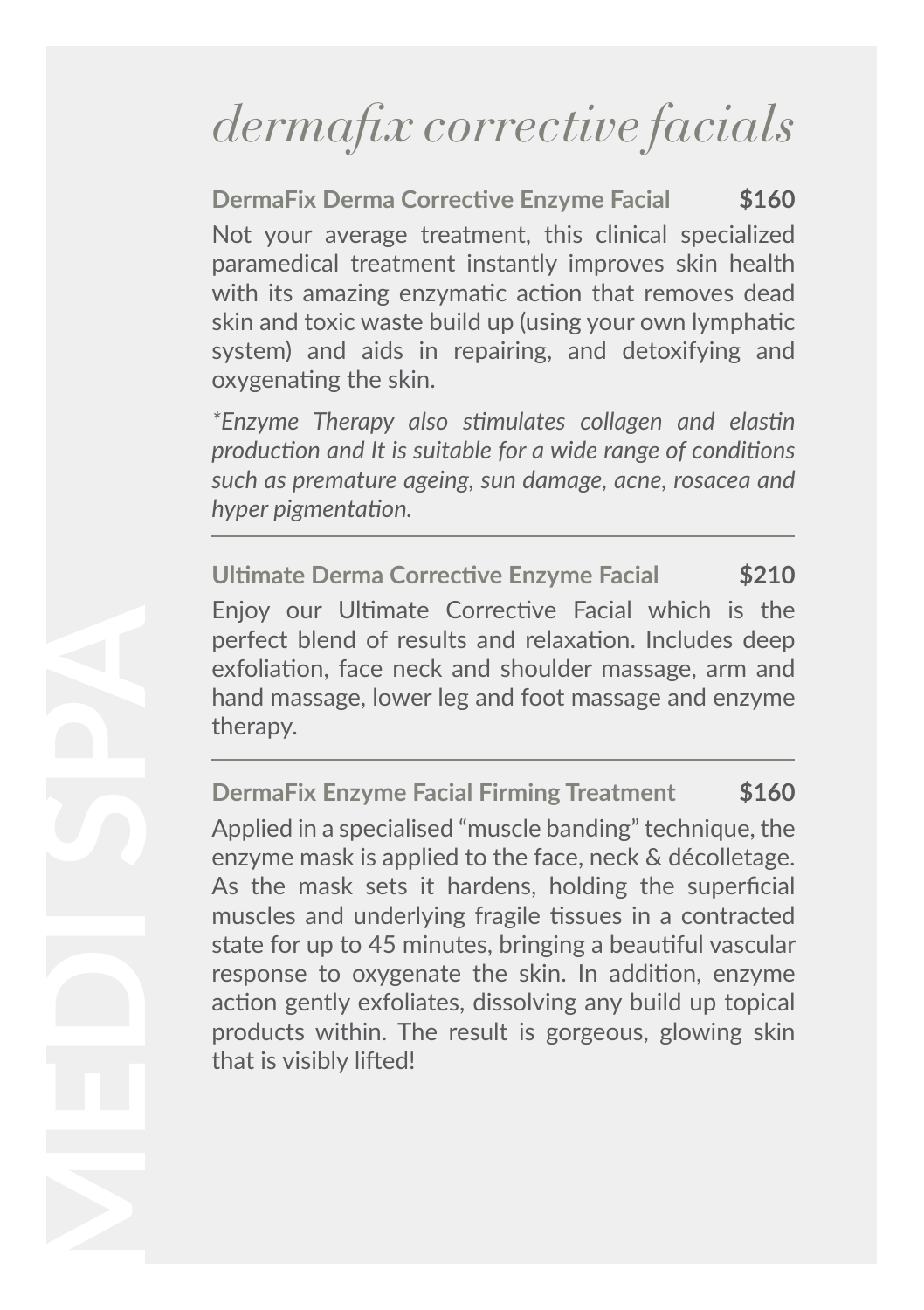# dermafix corrective facials

**DermaFix Derma Corrective Enzyme Facial** **$160**

Not your average treatment, this clinical specialized paramedical treatment instantly improves skin health with its amazing enzymatic action that removes dead skin and toxic waste build up (using your own lymphatic system) and aids in repairing, and detoxifying and oxygenating the skin.

**Enzyme Therapy also stimulates collagen and elastin production and It is suitable for a wide range of conditions such as premature ageing, sun damage, acne, rosacea and hyper pigmentation.* 

---

**Ultimate Derma Corrective Enzyme Facial** **$210**

Enjoy our Ultimate Corrective Facial which is the perfect blend of results and relaxation. Includes deep exfoliation, face neck and shoulder massage, arm and hand massage, lower leg and foot massage and enzyme therapy.

---

**DermaFix Enzyme Facial Firming Treatment** **$160**

Applied in a specialised "muscle banding" technique, the enzyme mask is applied to the face, neck & décolletage. As the mask sets it hardens, holding the superficial muscles and underlying fragile tissues in a contracted state for up to 45 minutes, bringing a beautiful vascular response to oxygenate the skin. In addition, enzyme action gently exfoliates, dissolving any build up topical products within. The result is gorgeous, glowing skin that is visibly lifted!

MEDI SPA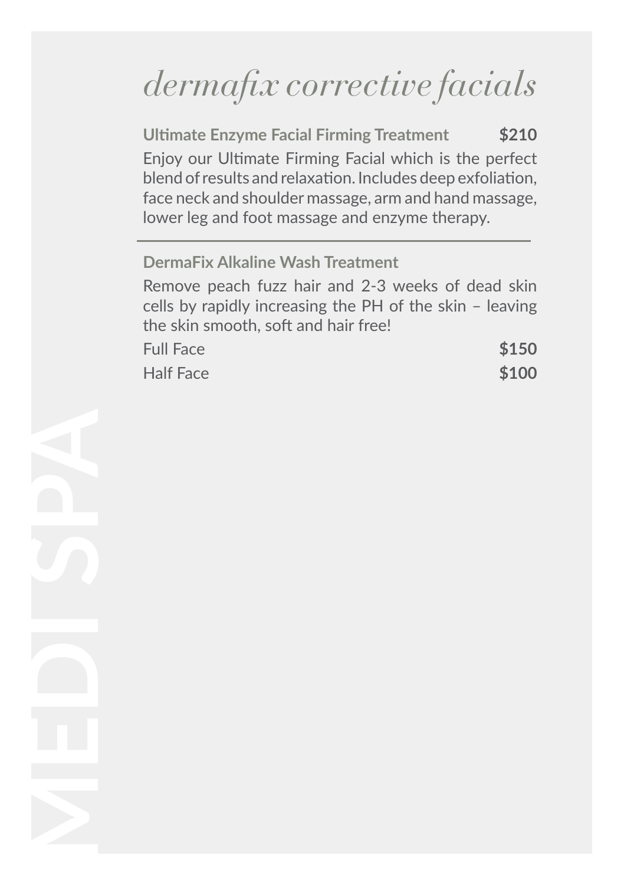# *dermafix corrective facials*

**Ultimate Enzyme Facial Firming Treatment** **$210**

Enjoy our Ultimate Firming Facial which is the perfect blend of results and relaxation. Includes deep exfoliation, face neck and shoulder massage, arm and hand massage, lower leg and foot massage and enzyme therapy.

---

**DermaFix Alkaline Wash Treatment**

Remove peach fuzz hair and 2-3 weeks of dead skin cells by rapidly increasing the PH of the skin – leaving the skin smooth, soft and hair free!

| | |
|---|---|
| Full Face | **$150** |
| Half Face | **$100** |

MEDI SPA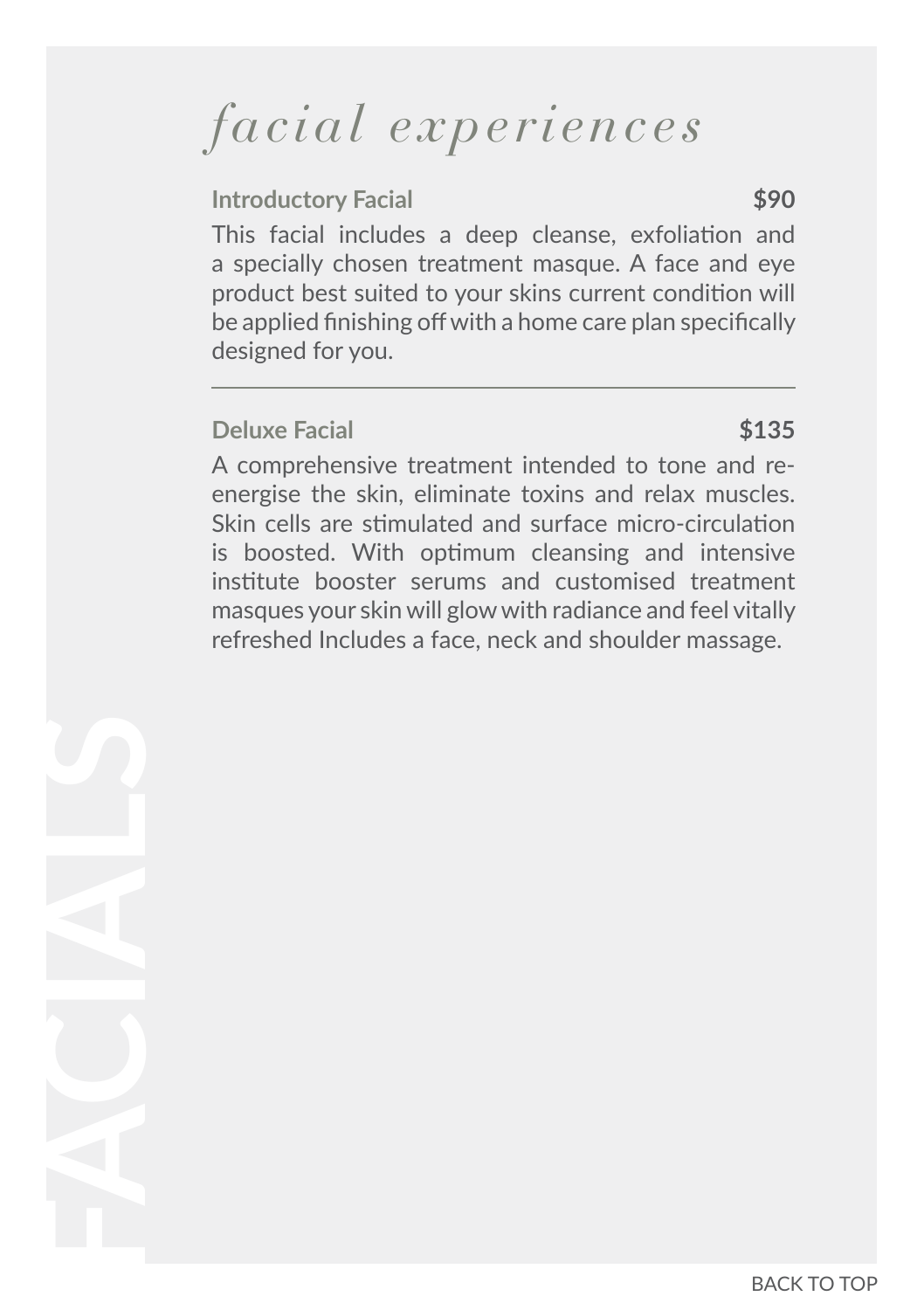# *facial experiences*

**Introductory Facial** **$90**

This facial includes a deep cleanse, exfoliation and a specially chosen treatment masque. A face and eye product best suited to your skins current condition will be applied finishing off with a home care plan specifically designed for you.

---

**Deluxe Facial** **$135**

A comprehensive treatment intended to tone and re-energise the skin, eliminate toxins and relax muscles. Skin cells are stimulated and surface micro-circulation is boosted. With optimum cleansing and intensive institute booster serums and customised treatment masques your skin will glow with radiance and feel vitally refreshed Includes a face, neck and shoulder massage.

FACIALS

BACK TO TOP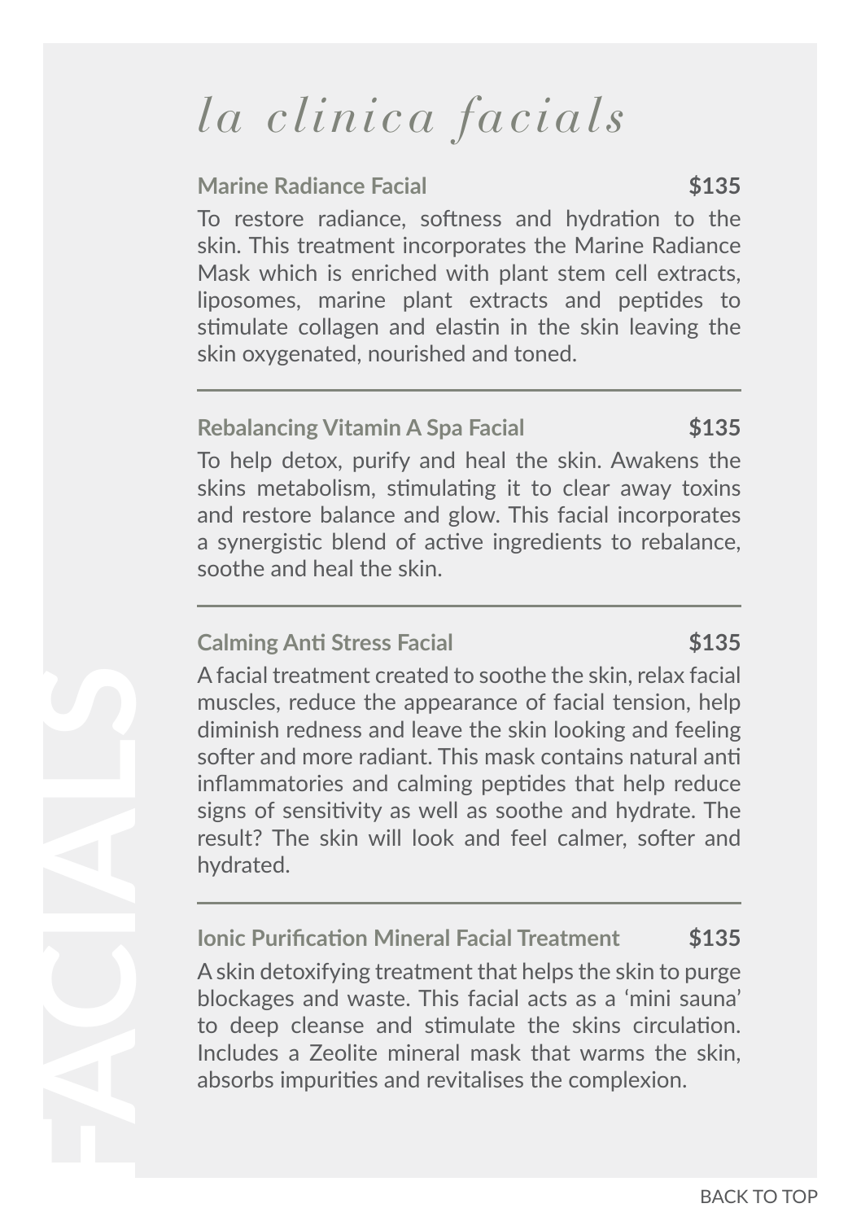# *la clinica facials*

**Marine Radiance Facial** **$135**

To restore radiance, softness and hydration to the skin. This treatment incorporates the Marine Radiance Mask which is enriched with plant stem cell extracts, liposomes, marine plant extracts and peptides to stimulate collagen and elastin in the skin leaving the skin oxygenated, nourished and toned.

---

**Rebalancing Vitamin A Spa Facial** **$135**

To help detox, purify and heal the skin. Awakens the skins metabolism, stimulating it to clear away toxins and restore balance and glow. This facial incorporates a synergistic blend of active ingredients to rebalance, soothe and heal the skin.

---

**Calming Anti Stress Facial** **$135**

A facial treatment created to soothe the skin, relax facial muscles, reduce the appearance of facial tension, help diminish redness and leave the skin looking and feeling softer and more radiant. This mask contains natural anti inflammatories and calming peptides that help reduce signs of sensitivity as well as soothe and hydrate. The result? The skin will look and feel calmer, softer and hydrated.

---

**Ionic Purification Mineral Facial Treatment** **$135**

A skin detoxifying treatment that helps the skin to purge blockages and waste. This facial acts as a 'mini sauna' to deep cleanse and stimulate the skins circulation. Includes a Zeolite mineral mask that warms the skin, absorbs impurities and revitalises the complexion.

FACIALS

BACK TO TOP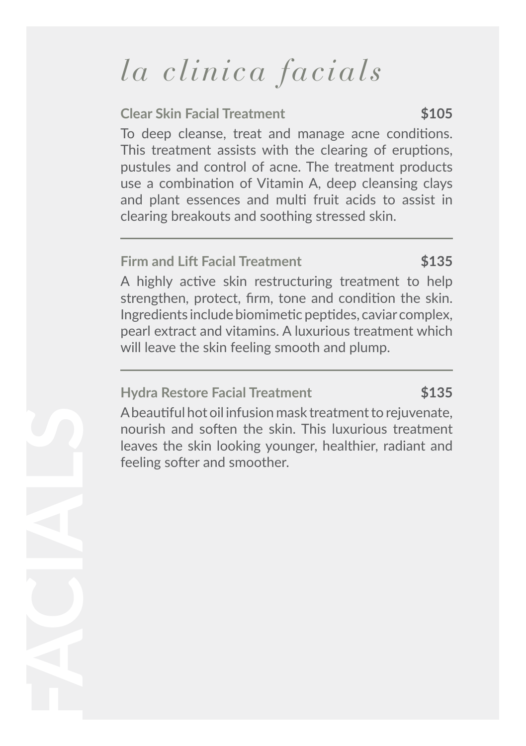# *la clinica facials*

**Clear Skin Facial Treatment** **$105**

To deep cleanse, treat and manage acne conditions. This treatment assists with the clearing of eruptions, pustules and control of acne. The treatment products use a combination of Vitamin A, deep cleansing clays and plant essences and multi fruit acids to assist in clearing breakouts and soothing stressed skin.

---

**Firm and Lift Facial Treatment** **$135**

A highly active skin restructuring treatment to help strengthen, protect, firm, tone and condition the skin. Ingredients include biomimetic peptides, caviar complex, pearl extract and vitamins. A luxurious treatment which will leave the skin feeling smooth and plump.

---

**Hydra Restore Facial Treatment** **$135**

A beautiful hot oil infusion mask treatment to rejuvenate, nourish and soften the skin. This luxurious treatment leaves the skin looking younger, healthier, radiant and feeling softer and smoother.

FACIALS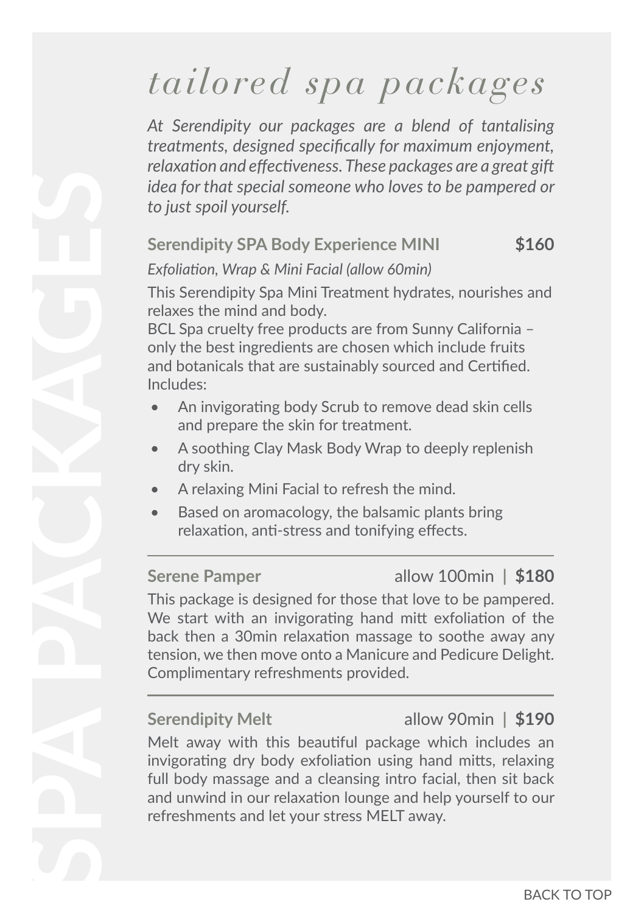SPA PACKAGES

# tailored spa packages

*At Serendipity our packages are a blend of tantalising treatments, designed specifically for maximum enjoyment, relaxation and effectiveness. These packages are a great gift idea for that special someone who loves to be pampered or to just spoil yourself.*

### Serendipity SPA Body Experience MINI — $160

*Exfoliation, Wrap & Mini Facial (allow 60min)*

This Serendipity Spa Mini Treatment hydrates, nourishes and relaxes the mind and body.
BCL Spa cruelty free products are from Sunny California – only the best ingredients are chosen which include fruits and botanicals that are sustainably sourced and Certified.
Includes:

- An invigorating body Scrub to remove dead skin cells and prepare the skin for treatment.
- A soothing Clay Mask Body Wrap to deeply replenish dry skin.
- A relaxing Mini Facial to refresh the mind.
- Based on aromacology, the balsamic plants bring relaxation, anti-stress and tonifying effects.

---

### Serene Pamper — allow 100min | $180

This package is designed for those that love to be pampered. We start with an invigorating hand mitt exfoliation of the back then a 30min relaxation massage to soothe away any tension, we then move onto a Manicure and Pedicure Delight. Complimentary refreshments provided.

---

### Serendipity Melt — allow 90min | $190

Melt away with this beautiful package which includes an invigorating dry body exfoliation using hand mitts, relaxing full body massage and a cleansing intro facial, then sit back and unwind in our relaxation lounge and help yourself to our refreshments and let your stress MELT away.

BACK TO TOP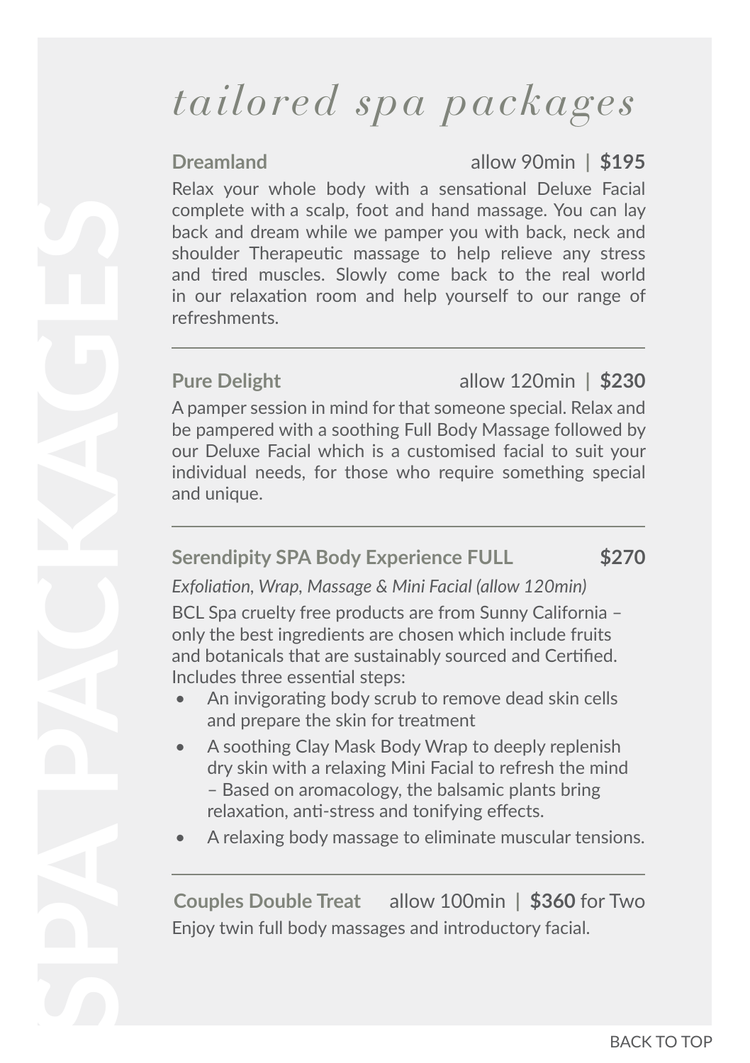# tailored spa packages

SPA PACKAGES

**Dreamland** allow 90min | **$195**

Relax your whole body with a sensational Deluxe Facial complete with a scalp, foot and hand massage. You can lay back and dream while we pamper you with back, neck and shoulder Therapeutic massage to help relieve any stress and tired muscles. Slowly come back to the real world in our relaxation room and help yourself to our range of refreshments.

---

**Pure Delight** allow 120min | **$230**

A pamper session in mind for that someone special. Relax and be pampered with a soothing Full Body Massage followed by our Deluxe Facial which is a customised facial to suit your individual needs, for those who require something special and unique.

---

**Serendipity SPA Body Experience FULL** **$270**

*Exfoliation, Wrap, Massage & Mini Facial (allow 120min)*

BCL Spa cruelty free products are from Sunny California – only the best ingredients are chosen which include fruits and botanicals that are sustainably sourced and Certified. Includes three essential steps:

- An invigorating body scrub to remove dead skin cells and prepare the skin for treatment
- A soothing Clay Mask Body Wrap to deeply replenish dry skin with a relaxing Mini Facial to refresh the mind – Based on aromacology, the balsamic plants bring relaxation, anti-stress and tonifying effects.
- A relaxing body massage to eliminate muscular tensions.

---

**Couples Double Treat** allow 100min | **$360** for Two

Enjoy twin full body massages and introductory facial.

BACK TO TOP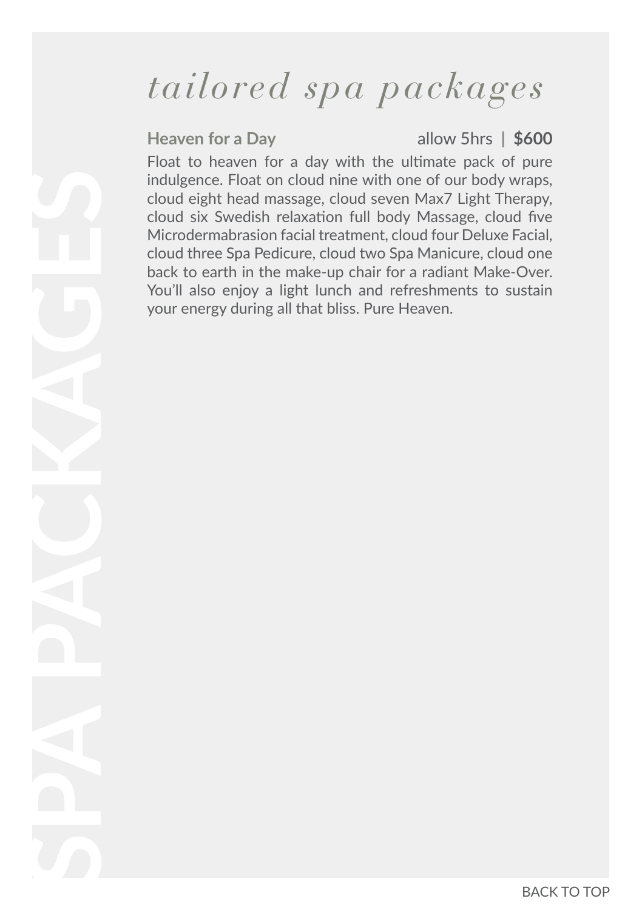# tailored spa packages

**Heaven for a Day** allow 5hrs | **$600**

Float to heaven for a day with the ultimate pack of pure indulgence. Float on cloud nine with one of our body wraps, cloud eight head massage, cloud seven Max7 Light Therapy, cloud six Swedish relaxation full body Massage, cloud five Microdermabrasion facial treatment, cloud four Deluxe Facial, cloud three Spa Pedicure, cloud two Spa Manicure, cloud one back to earth in the make-up chair for a radiant Make-Over. You'll also enjoy a light lunch and refreshments to sustain your energy during all that bliss. Pure Heaven.

SPA PACKAGES

BACK TO TOP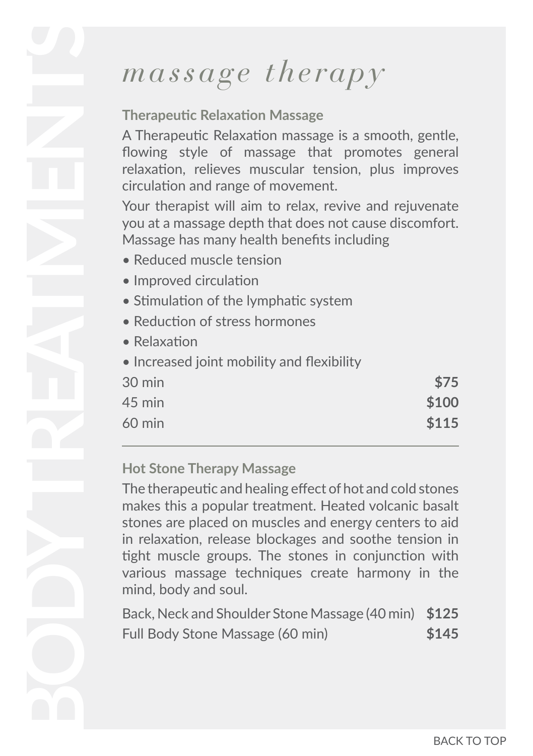# BODY TREATMENTS

## *massage therapy*

### Therapeutic Relaxation Massage

A Therapeutic Relaxation massage is a smooth, gentle, flowing style of massage that promotes general relaxation, relieves muscular tension, plus improves circulation and range of movement.

Your therapist will aim to relax, revive and rejuvenate you at a massage depth that does not cause discomfort. Massage has many health benefits including

- Reduced muscle tension
- Improved circulation
- Stimulation of the lymphatic system
- Reduction of stress hormones
- Relaxation
- Increased joint mobility and flexibility

| | |
|---|---|
| 30 min | **$75** |
| 45 min | **$100** |
| 60 min | **$115** |

---

### Hot Stone Therapy Massage

The therapeutic and healing effect of hot and cold stones makes this a popular treatment. Heated volcanic basalt stones are placed on muscles and energy centers to aid in relaxation, release blockages and soothe tension in tight muscle groups. The stones in conjunction with various massage techniques create harmony in the mind, body and soul.

| | |
|---|---|
| Back, Neck and Shoulder Stone Massage (40 min) | **$125** |
| Full Body Stone Massage (60 min) | **$145** |

BACK TO TOP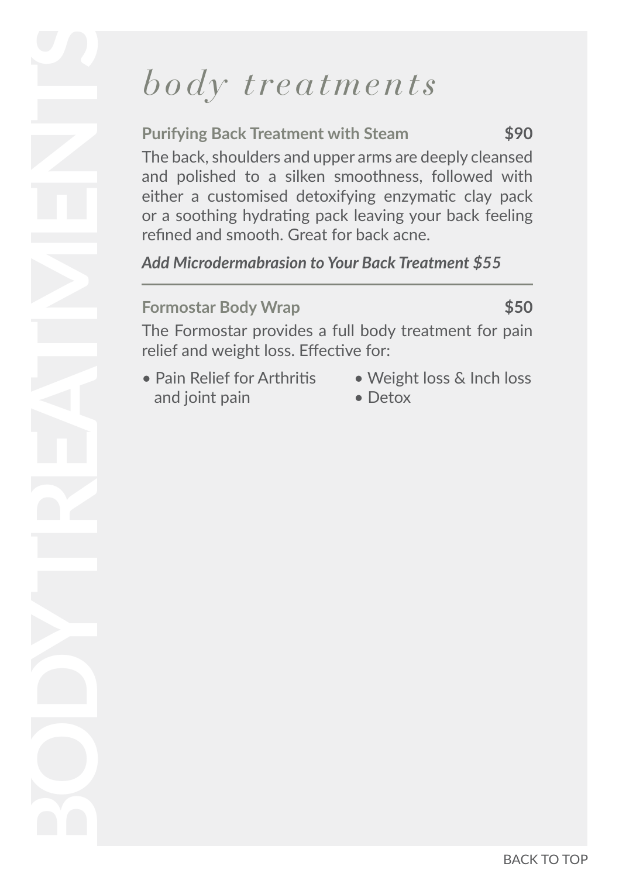# body treatments

**Purifying Back Treatment with Steam** **$90**

The back, shoulders and upper arms are deeply cleansed and polished to a silken smoothness, followed with either a customised detoxifying enzymatic clay pack or a soothing hydrating pack leaving your back feeling refined and smooth. Great for back acne.

***Add Microdermabrasion to Your Back Treatment $55***

---

**Formostar Body Wrap** **$50**

The Formostar provides a full body treatment for pain relief and weight loss. Effective for:

- Pain Relief for Arthritis and joint pain
- Weight loss & Inch loss
- Detox

BACK TO TOP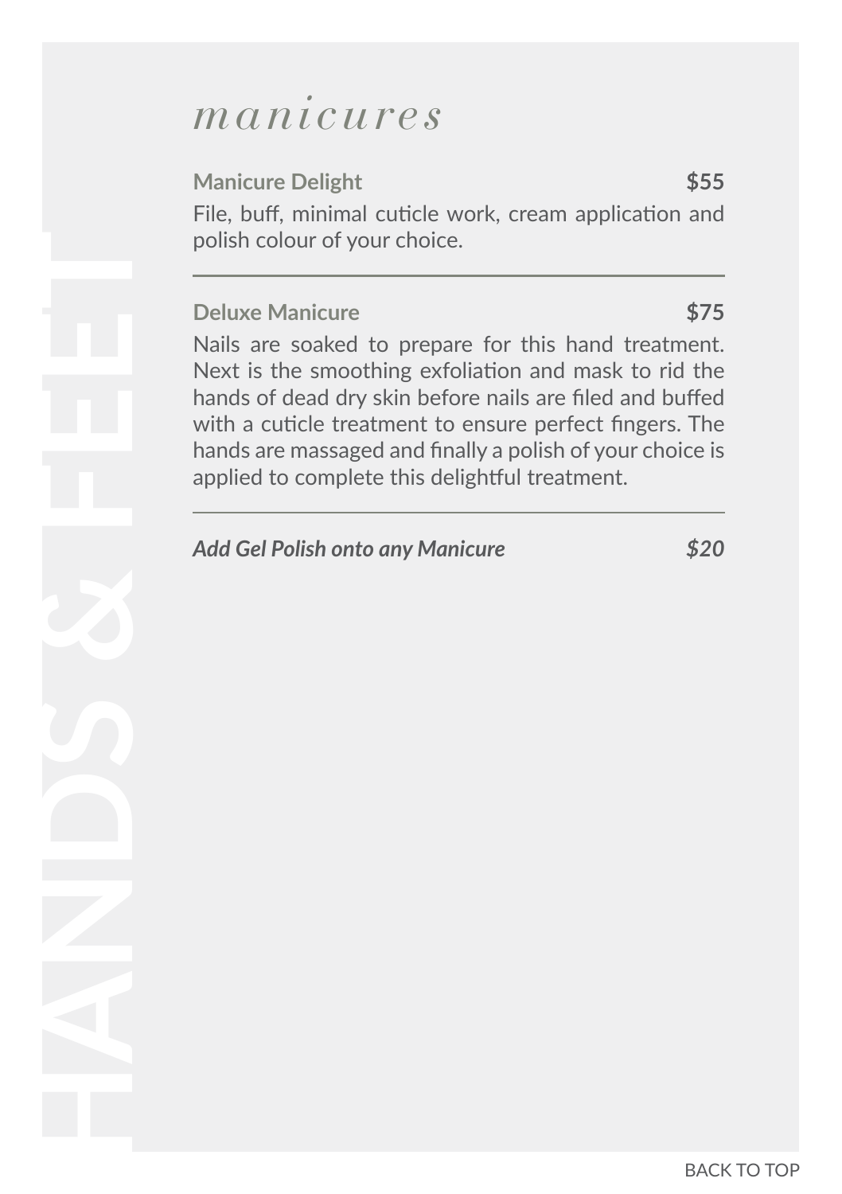# HANDS & FEET

## *manicures*

**Manicure Delight** **$55**

File, buff, minimal cuticle work, cream application and polish colour of your choice.

---

**Deluxe Manicure** **$75**

Nails are soaked to prepare for this hand treatment. Next is the smoothing exfoliation and mask to rid the hands of dead dry skin before nails are filed and buffed with a cuticle treatment to ensure perfect fingers. The hands are massaged and finally a polish of your choice is applied to complete this delightful treatment.

---

***Add Gel Polish onto any Manicure*** ***$20***

BACK TO TOP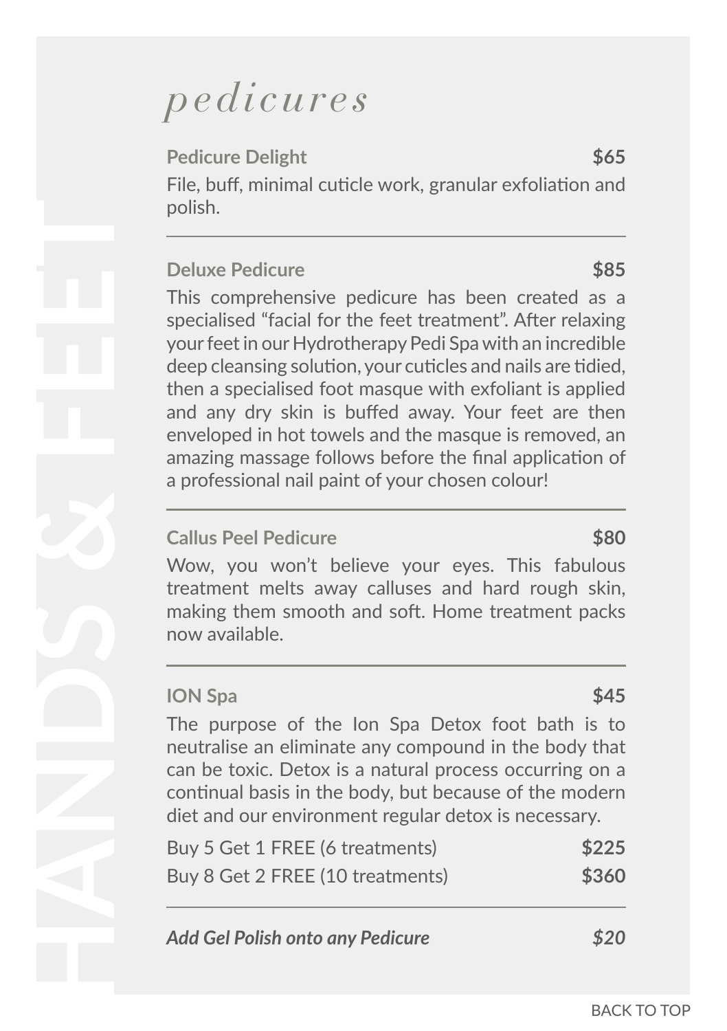# HANDS & FEET

## *pedicures*

**Pedicure Delight** **$65**

File, buff, minimal cuticle work, granular exfoliation and polish.

---

**Deluxe Pedicure** **$85**

This comprehensive pedicure has been created as a specialised "facial for the feet treatment". After relaxing your feet in our Hydrotherapy Pedi Spa with an incredible deep cleansing solution, your cuticles and nails are tidied, then a specialised foot masque with exfoliant is applied and any dry skin is buffed away. Your feet are then enveloped in hot towels and the masque is removed, an amazing massage follows before the final application of a professional nail paint of your chosen colour!

---

**Callus Peel Pedicure** **$80**

Wow, you won't believe your eyes. This fabulous treatment melts away calluses and hard rough skin, making them smooth and soft. Home treatment packs now available.

---

**ION Spa** **$45**

The purpose of the Ion Spa Detox foot bath is to neutralise an eliminate any compound in the body that can be toxic. Detox is a natural process occurring on a continual basis in the body, but because of the modern diet and our environment regular detox is necessary.

Buy 5 Get 1 FREE (6 treatments) **$225**

Buy 8 Get 2 FREE (10 treatments) **$360**

---

***Add Gel Polish onto any Pedicure*** ***$20***

BACK TO TOP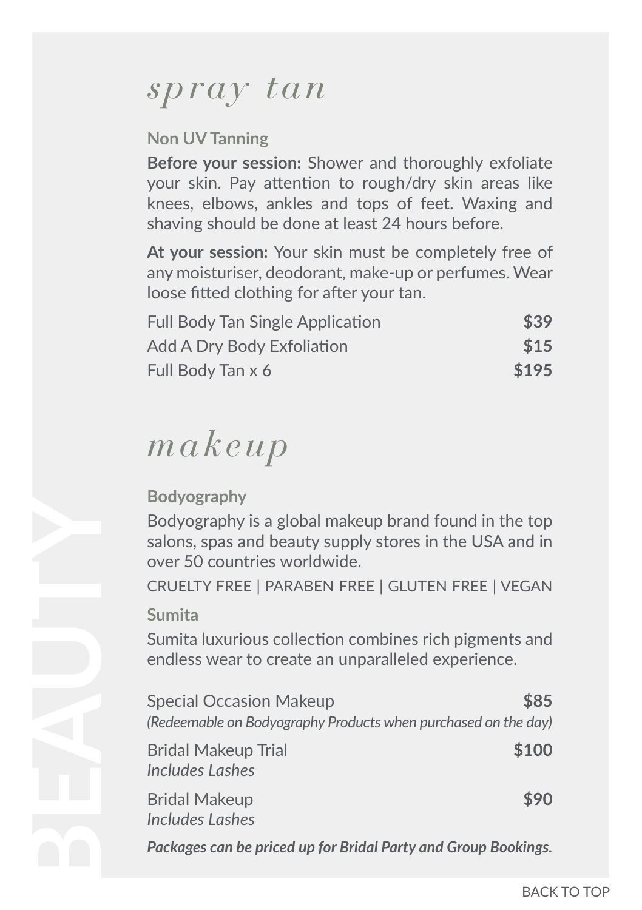# spray tan

### Non UV Tanning

**Before your session:** Shower and thoroughly exfoliate your skin. Pay attention to rough/dry skin areas like knees, elbows, ankles and tops of feet. Waxing and shaving should be done at least 24 hours before.

**At your session:** Your skin must be completely free of any moisturiser, deodorant, make-up or perfumes. Wear loose fitted clothing for after your tan.

| Service | Price |
| --- | --- |
| Full Body Tan Single Application | **$39** |
| Add A Dry Body Exfoliation | **$15** |
| Full Body Tan x 6 | **$195** |

# makeup

### Bodyography

Bodyography is a global makeup brand found in the top salons, spas and beauty supply stores in the USA and in over 50 countries worldwide.

CRUELTY FREE | PARABEN FREE | GLUTEN FREE | VEGAN

### Sumita

Sumita luxurious collection combines rich pigments and endless wear to create an unparalleled experience.

| Service | Price |
| --- | --- |
| Special Occasion Makeup<br>*(Redeemable on Bodyography Products when purchased on the day)* | **$85** |
| Bridal Makeup Trial<br>*Includes Lashes* | **$100** |
| Bridal Makeup<br>*Includes Lashes* | **$90** |

***Packages can be priced up for Bridal Party and Group Bookings.***

BEAUTY

BACK TO TOP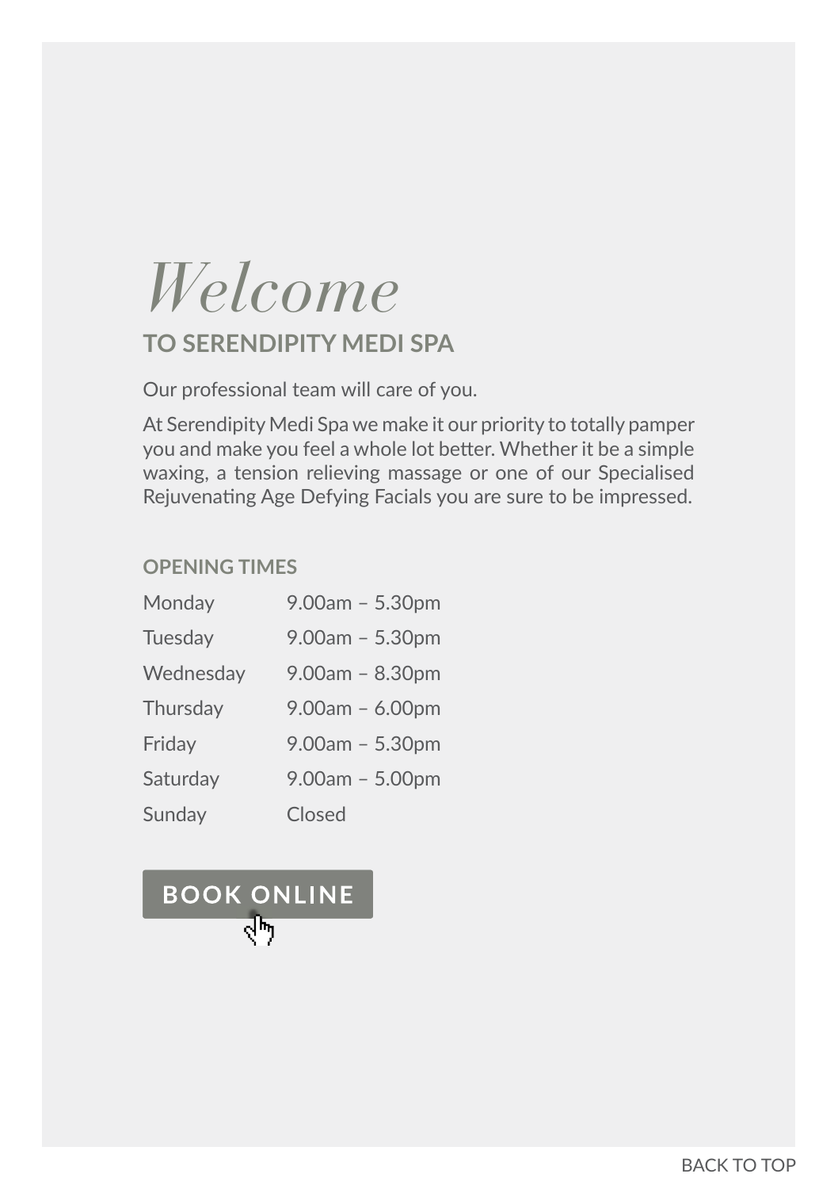# Welcome

## TO SERENDIPITY MEDI SPA

Our professional team will care of you.

At Serendipity Medi Spa we make it our priority to totally pamper you and make you feel a whole lot better. Whether it be a simple waxing, a tension relieving massage or one of our Specialised Rejuvenating Age Defying Facials you are sure to be impressed.

### OPENING TIMES

| | |
|---|---|
| Monday | 9.00am – 5.30pm |
| Tuesday | 9.00am – 5.30pm |
| Wednesday | 9.00am – 8.30pm |
| Thursday | 9.00am – 6.00pm |
| Friday | 9.00am – 5.30pm |
| Saturday | 9.00am – 5.00pm |
| Sunday | Closed |

**BOOK ONLINE**

BACK TO TOP